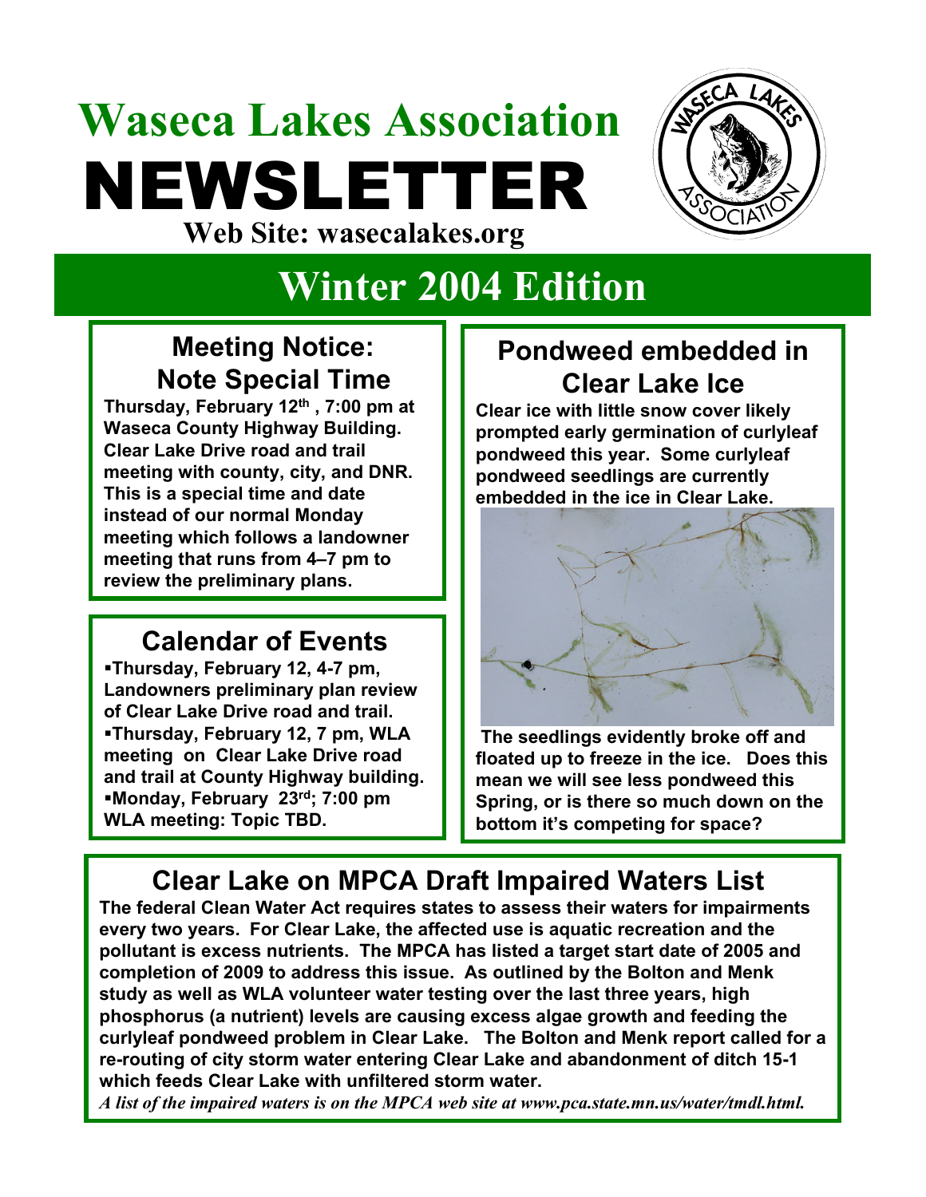# Waseca Lakes Association

# NEWSLETTER

**Web Site: wasecalakes.org**

# Winter 2004 Edition

## Meeting Notice: Note Special Time

**Thursday, February 12th , 7:00 pm at Waseca County Highway Building. Clear Lake Drive road and trail meeting with county, city, and DNR. This is a special time and date instead of our normal Monday meeting which follows a landowner meeting that runs from 4–7 pm to review the preliminary plans.**

## Calendar of Events

- **Thursday, February 12, 4-7 pm, Landowners preliminary plan review of Clear Lake Drive road and trail.**
- **Thursday, February 12, 7 pm, WLA meeting on Clear Lake Drive road and trail at County Highway building.**
- **Monday, February 23rd; 7:00 pm WLA meeting: Topic TBD.**

## Pondweed embedded in Clear Lake Ice

**Clear ice with little snow cover likely prompted early germination of curlyleaf pondweed this year. Some curlyleaf pondweed seedlings are currently embedded in the ice in Clear Lake.**

**The seedlings evidently broke off and floated up to freeze in the ice. Does this mean we will see less pondweed this Spring, or is there so much down on the bottom it's competing for space?**

## Clear Lake on MPCA Draft Impaired Waters List

**The federal Clean Water Act requires states to assess their waters for impairments every two years. For Clear Lake, the affected use is aquatic recreation and the pollutant is excess nutrients. The MPCA has listed a target start date of 2005 and completion of 2009 to address this issue. As outlined by the Bolton and Menk study as well as WLA volunteer water testing over the last three years, high phosphorus (a nutrient) levels are causing excess algae growth and feeding the curlyleaf pondweed problem in Clear Lake. The Bolton and Menk report called for a re-routing of city storm water entering Clear Lake and abandonment of ditch 15-1 which feeds Clear Lake with unfiltered storm water.**

***A list of the impaired waters is on the MPCA web site at www.pca.state.mn.us/water/tmdl.html.***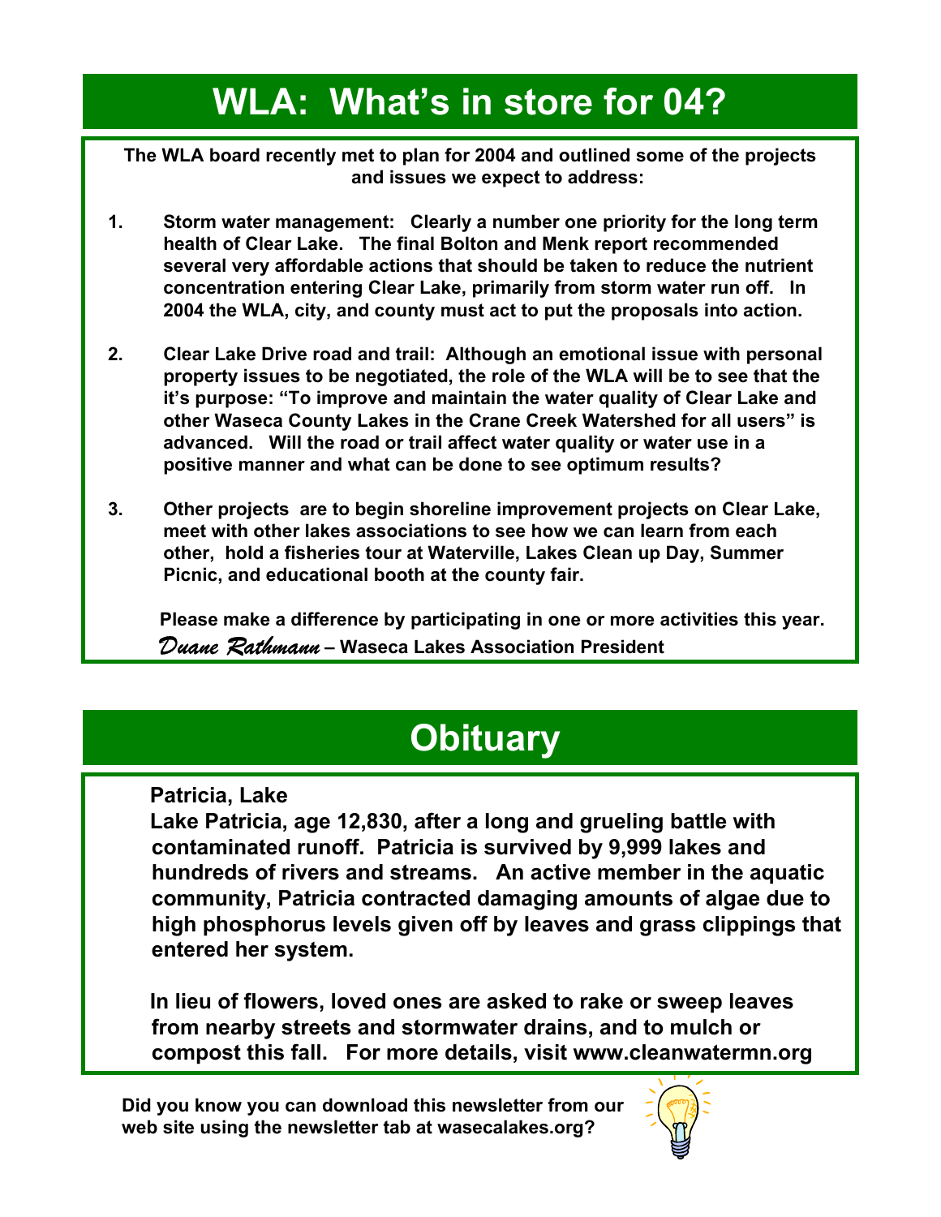# WLA: What's in store for 04?

**The WLA board recently met to plan for 2004 and outlined some of the projects and issues we expect to address:**

1. **Storm water management: Clearly a number one priority for the long term health of Clear Lake. The final Bolton and Menk report recommended several very affordable actions that should be taken to reduce the nutrient concentration entering Clear Lake, primarily from storm water run off. In 2004 the WLA, city, and county must act to put the proposals into action.**

2. **Clear Lake Drive road and trail: Although an emotional issue with personal property issues to be negotiated, the role of the WLA will be to see that the it's purpose: "To improve and maintain the water quality of Clear Lake and other Waseca County Lakes in the Crane Creek Watershed for all users" is advanced. Will the road or trail affect water quality or water use in a positive manner and what can be done to see optimum results?**

3. **Other projects are to begin shoreline improvement projects on Clear Lake, meet with other lakes associations to see how we can learn from each other, hold a fisheries tour at Waterville, Lakes Clean up Day, Summer Picnic, and educational booth at the county fair.**

**Please make a difference by participating in one or more activities this year.**

*Duane Rathmann* **– Waseca Lakes Association President**

# Obituary

**Patricia, Lake**

**Lake Patricia, age 12,830, after a long and grueling battle with contaminated runoff. Patricia is survived by 9,999 lakes and hundreds of rivers and streams. An active member in the aquatic community, Patricia contracted damaging amounts of algae due to high phosphorus levels given off by leaves and grass clippings that entered her system.**

**In lieu of flowers, loved ones are asked to rake or sweep leaves from nearby streets and stormwater drains, and to mulch or compost this fall. For more details, visit www.cleanwatermn.org**

**Did you know you can download this newsletter from our web site using the newsletter tab at wasecalakes.org?**